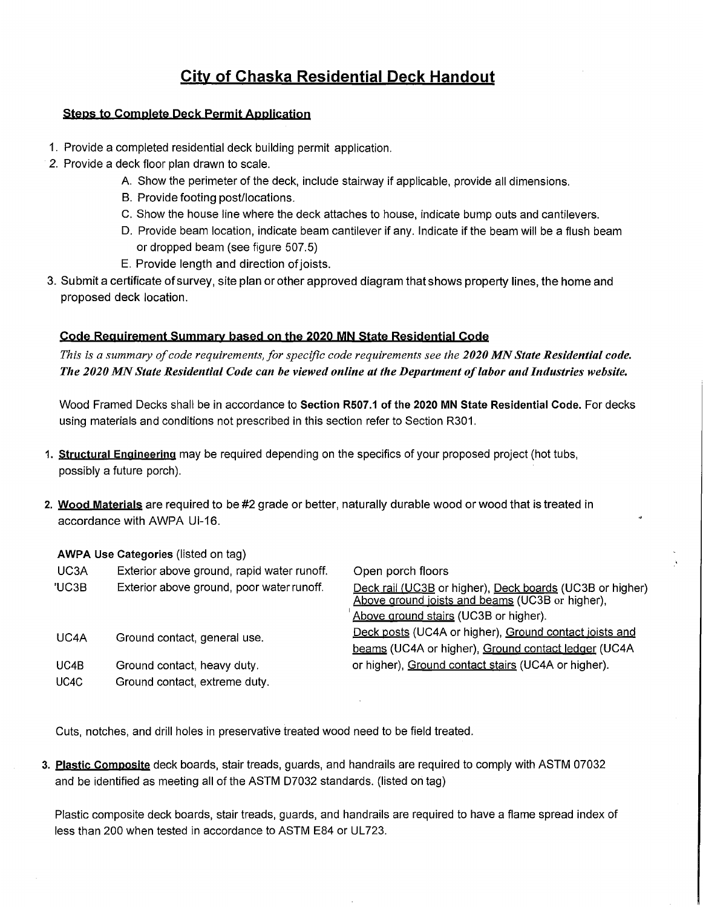# City of Chaska Residential Deck Handout

## Steps to Complete Deck Permit Application

1. Provide a completed residential deck building permit application.
2. Provide a deck floor plan drawn to scale.
   - A. Show the perimeter of the deck, include stairway if applicable, provide all dimensions.
   - B. Provide footing post/locations.
   - C. Show the house line where the deck attaches to house, indicate bump outs and cantilevers.
   - D. Provide beam location, indicate beam cantilever if any. Indicate if the beam will be a flush beam or dropped beam (see figure 507.5)
   - E. Provide length and direction of joists.
3. Submit a certificate of survey, site plan or other approved diagram that shows property lines, the home and proposed deck location.

## Code Requirement Summary based on the 2020 MN State Residential Code

*This is a summary of code requirements, for specific code requirements see the **2020 MN State Residential code. The 2020 MN State Residential Code can be viewed online at the Department of labor and Industries website.***

Wood Framed Decks shall be in accordance to **Section R507.1 of the 2020 MN State Residential Code.** For decks using materials and conditions not prescribed in this section refer to Section R301.

1. **Structural Engineering** may be required depending on the specifics of your proposed project (hot tubs, possibly a future porch).

2. **Wood Materials** are required to be #2 grade or better, naturally durable wood or wood that is treated in accordance with AWPA UI-16.

   **AWPA Use Categories** (listed on tag)

| | | |
|---|---|---|
| UC3A | Exterior above ground, rapid water runoff. | Open porch floors |
| UC3B | Exterior above ground, poor water runoff. | Deck rail (UC3B or higher), Deck boards (UC3B or higher) Above ground joists and beams (UC3B or higher), Above ground stairs (UC3B or higher). |
| UC4A | Ground contact, general use. | Deck posts (UC4A or higher), Ground contact joists and beams (UC4A or higher), Ground contact ledger (UC4A or higher), Ground contact stairs (UC4A or higher). |
| UC4B | Ground contact, heavy duty. | |
| UC4C | Ground contact, extreme duty. | |

   Cuts, notches, and drill holes in preservative treated wood need to be field treated.

3. **Plastic Composite** deck boards, stair treads, guards, and handrails are required to comply with ASTM 07032 and be identified as meeting all of the ASTM D7032 standards. (listed on tag)

   Plastic composite deck boards, stair treads, guards, and handrails are required to have a flame spread index of less than 200 when tested in accordance to ASTM E84 or UL723.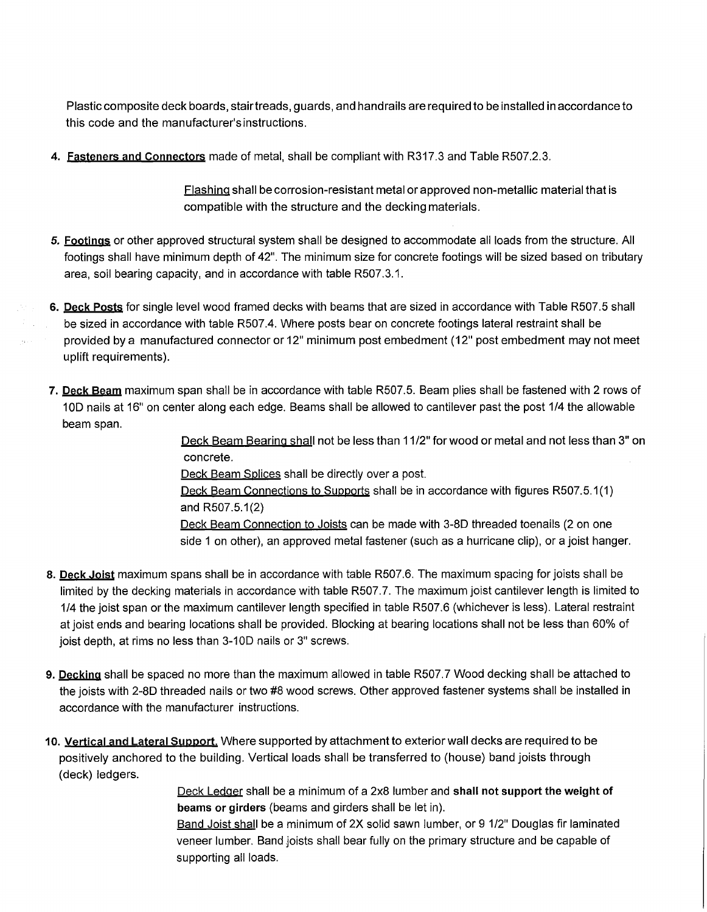Plastic composite deck boards, stair treads, guards, and handrails are required to be installed in accordance to this code and the manufacturer's instructions.

4. **Fasteners and Connectors** made of metal, shall be compliant with R317.3 and Table R507.2.3.

   Flashing shall be corrosion-resistant metal or approved non-metallic material that is compatible with the structure and the decking materials.

5. **Footings** or other approved structural system shall be designed to accommodate all loads from the structure. All footings shall have minimum depth of 42". The minimum size for concrete footings will be sized based on tributary area, soil bearing capacity, and in accordance with table R507.3.1.

6. **Deck Posts** for single level wood framed decks with beams that are sized in accordance with Table R507.5 shall be sized in accordance with table R507.4. Where posts bear on concrete footings lateral restraint shall be provided by a manufactured connector or 12" minimum post embedment (12" post embedment may not meet uplift requirements).

7. **Deck Beam** maximum span shall be in accordance with table R507.5. Beam plies shall be fastened with 2 rows of 10D nails at 16" on center along each edge. Beams shall be allowed to cantilever past the post 1/4 the allowable beam span.

   Deck Beam Bearing shall not be less than 1 1/2" for wood or metal and not less than 3" on concrete.
   Deck Beam Splices shall be directly over a post.
   Deck Beam Connections to Supports shall be in accordance with figures R507.5.1(1) and R507.5.1(2)
   Deck Beam Connection to Joists can be made with 3-8D threaded toenails (2 on one side 1 on other), an approved metal fastener (such as a hurricane clip), or a joist hanger.

8. **Deck Joist** maximum spans shall be in accordance with table R507.6. The maximum spacing for joists shall be limited by the decking materials in accordance with table R507.7. The maximum joist cantilever length is limited to 1/4 the joist span or the maximum cantilever length specified in table R507.6 (whichever is less). Lateral restraint at joist ends and bearing locations shall be provided. Blocking at bearing locations shall not be less than 60% of joist depth, at rims no less than 3-10D nails or 3" screws.

9. **Decking** shall be spaced no more than the maximum allowed in table R507.7 Wood decking shall be attached to the joists with 2-8D threaded nails or two #8 wood screws. Other approved fastener systems shall be installed in accordance with the manufacturer instructions.

10. **Vertical and Lateral Support.** Where supported by attachment to exterior wall decks are required to be positively anchored to the building. Vertical loads shall be transferred to (house) band joists through (deck) ledgers.

    Deck Ledger shall be a minimum of a 2x8 lumber and **shall not support the weight of beams or girders** (beams and girders shall be let in).
    Band Joist shall be a minimum of 2X solid sawn lumber, or 9 1/2" Douglas fir laminated veneer lumber. Band joists shall bear fully on the primary structure and be capable of supporting all loads.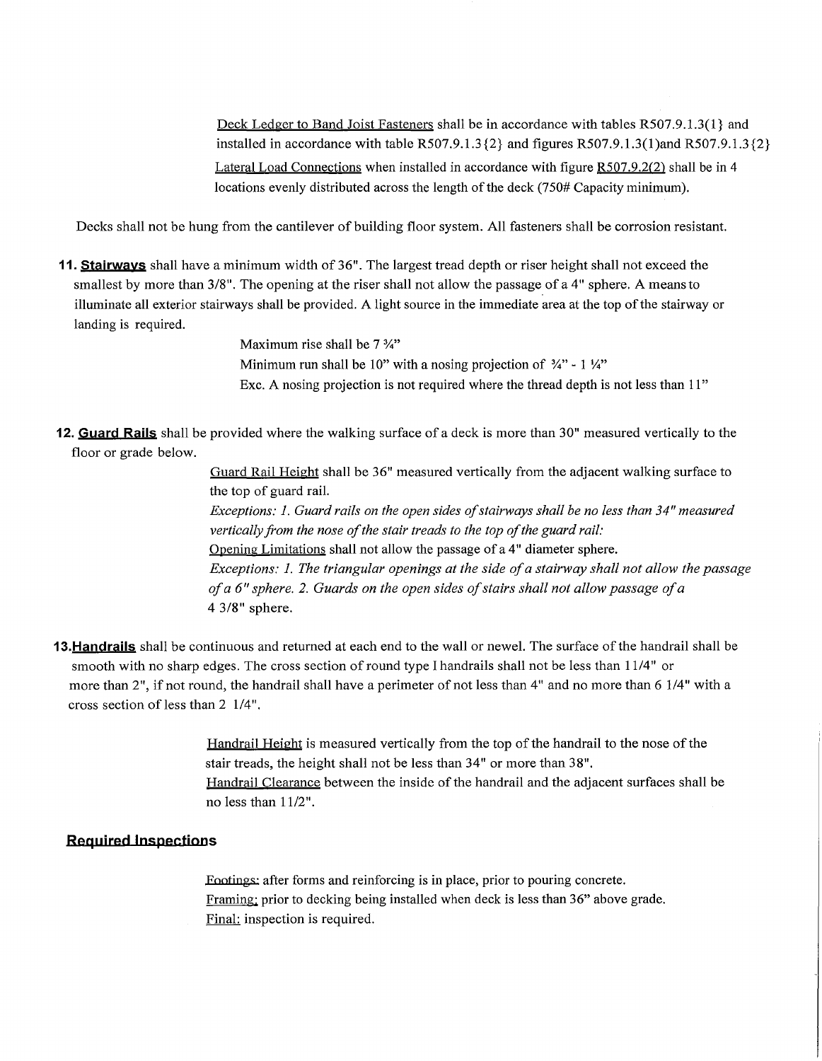Deck Ledger to Band Joist Fasteners shall be in accordance with tables R507.9.1.3(1} and installed in accordance with table R507.9.1.3{2} and figures R507.9.1.3(1)and R507.9.1.3{2}

Lateral Load Connections when installed in accordance with figure R507.9.2(2) shall be in 4 locations evenly distributed across the length of the deck (750# Capacity minimum).

Decks shall not be hung from the cantilever of building floor system. All fasteners shall be corrosion resistant.

**11. Stairways** shall have a minimum width of 36". The largest tread depth or riser height shall not exceed the smallest by more than 3/8". The opening at the riser shall not allow the passage of a 4" sphere. A means to illuminate all exterior stairways shall be provided. A light source in the immediate area at the top of the stairway or landing is required.

Maximum rise shall be 7 ¾"
Minimum run shall be 10" with a nosing projection of ¾" - 1 ¼"
Exc. A nosing projection is not required where the thread depth is not less than 11"

**12. Guard Rails** shall be provided where the walking surface of a deck is more than 30" measured vertically to the floor or grade below.

Guard Rail Height shall be 36" measured vertically from the adjacent walking surface to the top of guard rail.
*Exceptions: 1. Guard rails on the open sides of stairways shall be no less than 34" measured vertically from the nose of the stair treads to the top of the guard rail:*
Opening Limitations shall not allow the passage of a 4" diameter sphere.
*Exceptions: 1. The triangular openings at the side of a stairway shall not allow the passage of a 6" sphere. 2. Guards on the open sides of stairs shall not allow passage of a* 4 3/8" sphere.

**13. Handrails** shall be continuous and returned at each end to the wall or newel. The surface of the handrail shall be smooth with no sharp edges. The cross section of round type I handrails shall not be less than 11/4" or more than 2", if not round, the handrail shall have a perimeter of not less than 4" and no more than 6 1/4" with a cross section of less than 2 1/4".

Handrail Height is measured vertically from the top of the handrail to the nose of the stair treads, the height shall not be less than 34" or more than 38".
Handrail Clearance between the inside of the handrail and the adjacent surfaces shall be no less than 11/2".

## Required Inspections

Footings: after forms and reinforcing is in place, prior to pouring concrete.
Framing: prior to decking being installed when deck is less than 36" above grade.
Final: inspection is required.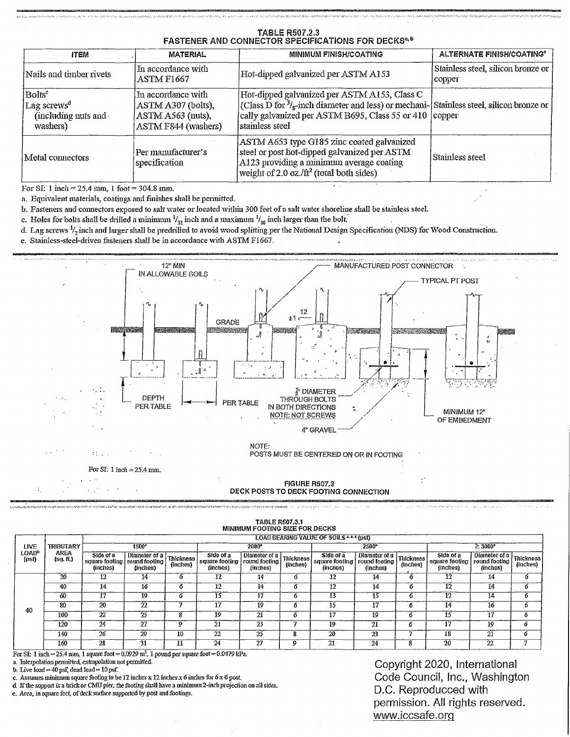## TABLE R507.2.3
## FASTENER AND CONNECTOR SPECIFICATIONS FOR DECKS[a, b]

| ITEM | MATERIAL | MINIMUM FINISH/COATING | ALTERNATE FINISH/COATING[e] |
|---|---|---|---|
| Nails and timber rivets | In accordance with ASTM F1667 | Hot-dipped galvanized per ASTM A153 | Stainless steel, silicon bronze or copper |
| Bolts[c] Lag screws[d] (including nuts and washers) | In accordance with ASTM A307 (bolts), ASTM A563 (nuts), ASTM F844 (washers) | Hot-dipped galvanized per ASTM A153, Class C (Class D for $^3/_8$-inch diameter and less) or mechanically galvanized per ASTM B695, Class 55 or 410 stainless steel | Stainless steel, silicon bronze or copper |
| Metal connectors | Per manufacturer's specification | ASTM A653 type G185 zinc coated galvanized steel or post hot-dipped galvanized per ASTM A123 providing a minimum average coating weight of 2.0 oz./ft$^2$ (total both sides) | Stainless steel |

For SI: 1 inch = 25.4 mm, 1 foot = 304.8 mm.

a. Equivalent materials, coatings and finishes shall be permitted.

b. Fasteners and connectors exposed to salt water or located within 300 feet of a salt water shoreline shall be stainless steel.

c. Holes for bolts shall be drilled a minimum $^1/_{32}$ inch and a maximum $^1/_{16}$ inch larger than the bolt.

d. Lag screws $^1/_2$ inch and larger shall be predrilled to avoid wood splitting per the National Design Specification (NDS) for Wood Construction.

e. Stainless-steel-driven fasteners shall be in accordance with ASTM F1667.

12" MIN IN ALLOWABLE SOILS

MANUFACTURED POST CONNECTOR

TYPICAL PT POST

GRADE

12 ±1

DEPTH PER TABLE

PER TABLE

$\frac{1}{2}$" DIAMETER THROUGH BOLTS IN BOTH DIRECTIONS NOTE: NOT SCREWS

4" GRAVEL

MINIMUM 12" OF EMBEDMENT

NOTE: POSTS MUST BE CENTERED ON OR IN FOOTING

For SI: 1 inch = 25.4 mm.

**FIGURE R507.3**
**DECK POSTS TO DECK FOOTING CONNECTION**

## TABLE R507.3.1
## MINIMUM FOOTING SIZE FOR DECKS

| LIVE LOAD[b] (psf) | TRIBUTARY AREA (sq. ft.) | LOAD BEARING VALUE OF SOILS[a, b, e] (psf) 1500[c] | | | 2000[c] | | | 2500[c] | | | ≥ 3000[c] | | |
|---|---|---|---|---|---|---|---|---|---|---|---|---|---|
| | | Side of a square footing (inches) | Diameter of a round footing (inches) | Thickness (inches) | Side of a square footing (inches) | Diameter of a round footing (inches) | Thickness (inches) | Side of a square footing (inches) | Diameter of a round footing (inches) | Thickness (inches) | Side of a square footing (inches) | Diameter of a round footing (inches) | Thickness (inches) |
| 40 | 20 | 12 | 14 | 6 | 12 | 14 | 6 | 12 | 14 | 6 | 12 | 14 | 6 |
| | 40 | 14 | 16 | 6 | 12 | 14 | 6 | 12 | 14 | 6 | 12 | 14 | 6 |
| | 60 | 17 | 19 | 6 | 15 | 17 | 6 | 13 | 15 | 6 | 12 | 14 | 6 |
| | 80 | 20 | 22 | 7 | 17 | 19 | 6 | 15 | 17 | 6 | 14 | 16 | 6 |
| | 100 | 22 | 25 | 8 | 19 | 21 | 6 | 17 | 19 | 6 | 15 | 17 | 6 |
| | 120 | 24 | 27 | 9 | 21 | 23 | 7 | 19 | 21 | 6 | 17 | 19 | 6 |
| | 140 | 26 | 29 | 10 | 22 | 25 | 8 | 20 | 23 | 7 | 18 | 21 | 6 |
| | 160 | 28 | 31 | 11 | 24 | 27 | 9 | 21 | 24 | 8 | 20 | 22 | 7 |

For SI: 1 inch = 25.4 mm, 1 square foot = 0.0929 m$^2$, 1 pound per square foot = 0.0479 kPa.

a. Interpolation permitted, extrapolation not permitted.

b. Live load = 40 psf, dead load = 10 psf.

c. Assumes minimum square footing to be 12 inches x 12 inches x 6 inches for 6 x 6 post.

d. If the support is a brick or CMU pier, the footing shall have a minimum 2-inch projection on all sides.

e. Area, in square feet, of deck surface supported by post and footings.

Copyright 2020, International Code Council, Inc., Washington D.C. Reproducced with permission. All rights reserved. www.iccsafe.org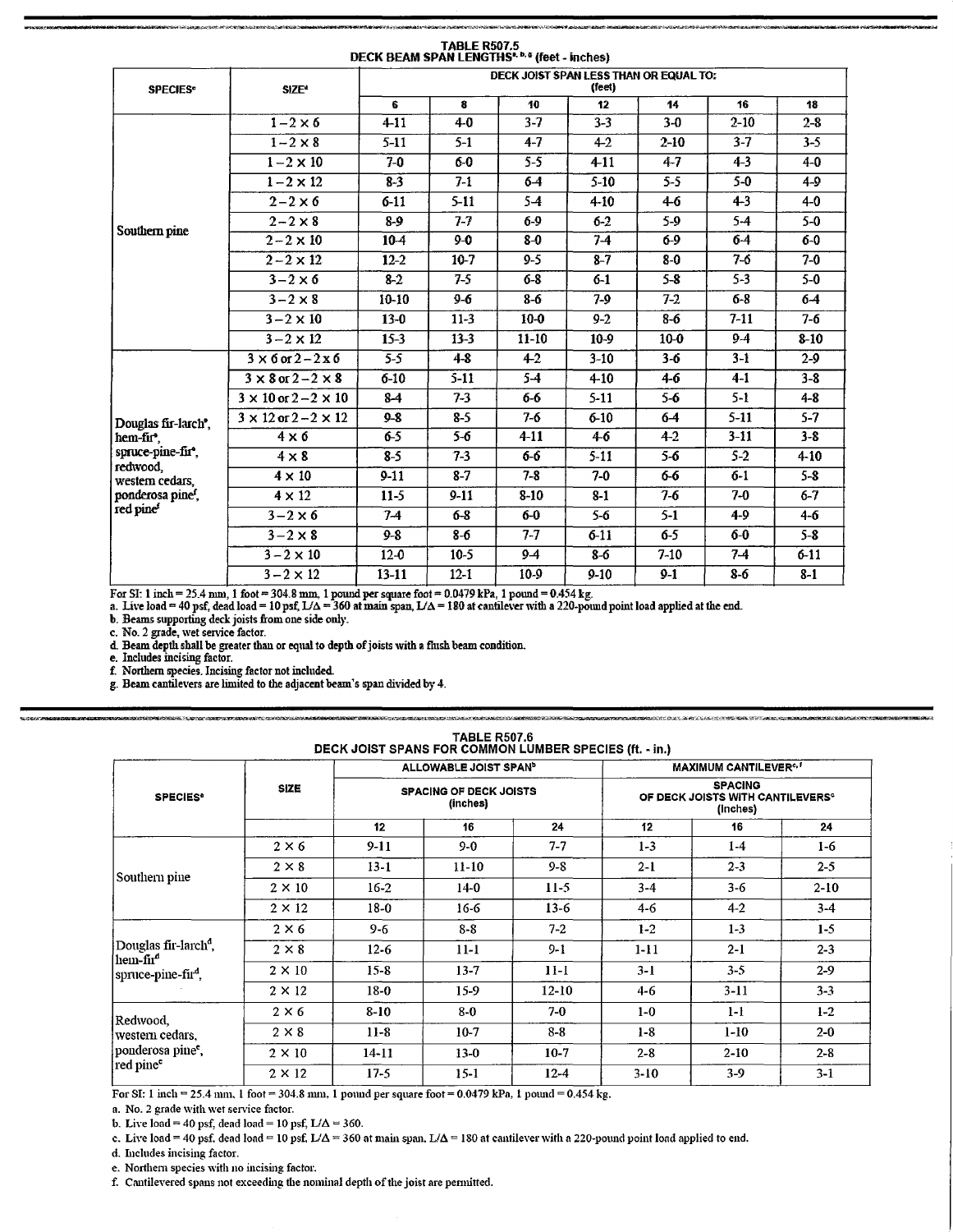## TABLE R507.5 DECK BEAM SPAN LENGTHS[a, b, g] (feet - inches)

| SPECIES[c] | SIZE[d] | DECK JOIST SPAN LESS THAN OR EQUAL TO: (feet) | | | | | | |
|---|---|---|---|---|---|---|---|---|
| | | 6 | 8 | 10 | 12 | 14 | 16 | 18 |
| Southern pine | 1 – 2 × 6 | 4-11 | 4-0 | 3-7 | 3-3 | 3-0 | 2-10 | 2-8 |
| | 1 – 2 × 8 | 5-11 | 5-1 | 4-7 | 4-2 | 2-10 | 3-7 | 3-5 |
| | 1 – 2 × 10 | 7-0 | 6-0 | 5-5 | 4-11 | 4-7 | 4-3 | 4-0 |
| | 1 – 2 × 12 | 8-3 | 7-1 | 6-4 | 5-10 | 5-5 | 5-0 | 4-9 |
| | 2 – 2 × 6 | 6-11 | 5-11 | 5-4 | 4-10 | 4-6 | 4-3 | 4-0 |
| | 2 – 2 × 8 | 8-9 | 7-7 | 6-9 | 6-2 | 5-9 | 5-4 | 5-0 |
| | 2 – 2 × 10 | 10-4 | 9-0 | 8-0 | 7-4 | 6-9 | 6-4 | 6-0 |
| | 2 – 2 × 12 | 12-2 | 10-7 | 9-5 | 8-7 | 8-0 | 7-6 | 7-0 |
| | 3 – 2 × 6 | 8-2 | 7-5 | 6-8 | 6-1 | 5-8 | 5-3 | 5-0 |
| | 3 – 2 × 8 | 10-10 | 9-6 | 8-6 | 7-9 | 7-2 | 6-8 | 6-4 |
| | 3 – 2 × 10 | 13-0 | 11-3 | 10-0 | 9-2 | 8-6 | 7-11 | 7-6 |
| | 3 – 2 × 12 | 15-3 | 13-3 | 11-10 | 10-9 | 10-0 | 9-4 | 8-10 |
| Douglas fir-larch[e], hem-fir[e], spruce-pine-fir[e], redwood, western cedars, ponderosa pine[f], red pine[f] | 3 × 6 or 2 – 2 × 6 | 5-5 | 4-8 | 4-2 | 3-10 | 3-6 | 3-1 | 2-9 |
| | 3 × 8 or 2 – 2 × 8 | 6-10 | 5-11 | 5-4 | 4-10 | 4-6 | 4-1 | 3-8 |
| | 3 × 10 or 2 – 2 × 10 | 8-4 | 7-3 | 6-6 | 5-11 | 5-6 | 5-1 | 4-8 |
| | 3 × 12 or 2 – 2 × 12 | 9-8 | 8-5 | 7-6 | 6-10 | 6-4 | 5-11 | 5-7 |
| | 4 × 6 | 6-5 | 5-6 | 4-11 | 4-6 | 4-2 | 3-11 | 3-8 |
| | 4 × 8 | 8-5 | 7-3 | 6-6 | 5-11 | 5-6 | 5-2 | 4-10 |
| | 4 × 10 | 9-11 | 8-7 | 7-8 | 7-0 | 6-6 | 6-1 | 5-8 |
| | 4 × 12 | 11-5 | 9-11 | 8-10 | 8-1 | 7-6 | 7-0 | 6-7 |
| | 3 – 2 × 6 | 7-4 | 6-8 | 6-0 | 5-6 | 5-1 | 4-9 | 4-6 |
| | 3 – 2 × 8 | 9-8 | 8-6 | 7-7 | 6-11 | 6-5 | 6-0 | 5-8 |
| | 3 – 2 × 10 | 12-0 | 10-5 | 9-4 | 8-6 | 7-10 | 7-4 | 6-11 |
| | 3 – 2 × 12 | 13-11 | 12-1 | 10-9 | 9-10 | 9-1 | 8-6 | 8-1 |

For SI: 1 inch = 25.4 mm, 1 foot = 304.8 mm, 1 pound per square foot = 0.0479 kPa, 1 pound = 0.454 kg.

a. Live load = 40 psf, dead load = 10 psf, L/Δ = 360 at main span, L/Δ = 180 at cantilever with a 220-pound point load applied at the end.

b. Beams supporting deck joists from one side only.

c. No. 2 grade, wet service factor.

d. Beam depth shall be greater than or equal to depth of joists with a flush beam condition.

e. Includes incising factor.

f. Northern species. Incising factor not included.

g. Beam cantilevers are limited to the adjacent beam's span divided by 4.

## TABLE R507.6 DECK JOIST SPANS FOR COMMON LUMBER SPECIES (ft. - in.)

| SPECIES[a] | SIZE | ALLOWABLE JOIST SPAN[b] | | | MAXIMUM CANTILEVER[c, f] | | |
|---|---|---|---|---|---|---|---|
| | | SPACING OF DECK JOISTS (inches) | | | SPACING OF DECK JOISTS WITH CANTILEVERS[c] (inches) | | |
| | | 12 | 16 | 24 | 12 | 16 | 24 |
| Southern pine | 2 × 6 | 9-11 | 9-0 | 7-7 | 1-3 | 1-4 | 1-6 |
| | 2 × 8 | 13-1 | 11-10 | 9-8 | 2-1 | 2-3 | 2-5 |
| | 2 × 10 | 16-2 | 14-0 | 11-5 | 3-4 | 3-6 | 2-10 |
| | 2 × 12 | 18-0 | 16-6 | 13-6 | 4-6 | 4-2 | 3-4 |
| Douglas fir-larch[d], hem-fir[d] spruce-pine-fir[d], | 2 × 6 | 9-6 | 8-8 | 7-2 | 1-2 | 1-3 | 1-5 |
| | 2 × 8 | 12-6 | 11-1 | 9-1 | 1-11 | 2-1 | 2-3 |
| | 2 × 10 | 15-8 | 13-7 | 11-1 | 3-1 | 3-5 | 2-9 |
| | 2 × 12 | 18-0 | 15-9 | 12-10 | 4-6 | 3-11 | 3-3 |
| Redwood, western cedars, ponderosa pine[e], red pine[e] | 2 × 6 | 8-10 | 8-0 | 7-0 | 1-0 | 1-1 | 1-2 |
| | 2 × 8 | 11-8 | 10-7 | 8-8 | 1-8 | 1-10 | 2-0 |
| | 2 × 10 | 14-11 | 13-0 | 10-7 | 2-8 | 2-10 | 2-8 |
| | 2 × 12 | 17-5 | 15-1 | 12-4 | 3-10 | 3-9 | 3-1 |

For SI: 1 inch = 25.4 mm, 1 foot = 304.8 mm, 1 pound per square foot = 0.0479 kPa, 1 pound = 0.454 kg.

a. No. 2 grade with wet service factor.

b. Live load = 40 psf, dead load = 10 psf, L/Δ = 360.

c. Live load = 40 psf, dead load = 10 psf, L/Δ = 360 at main span, L/Δ = 180 at cantilever with a 220-pound point load applied to end.

d. Includes incising factor.

e. Northern species with no incising factor.

f. Cantilevered spans not exceeding the nominal depth of the joist are permitted.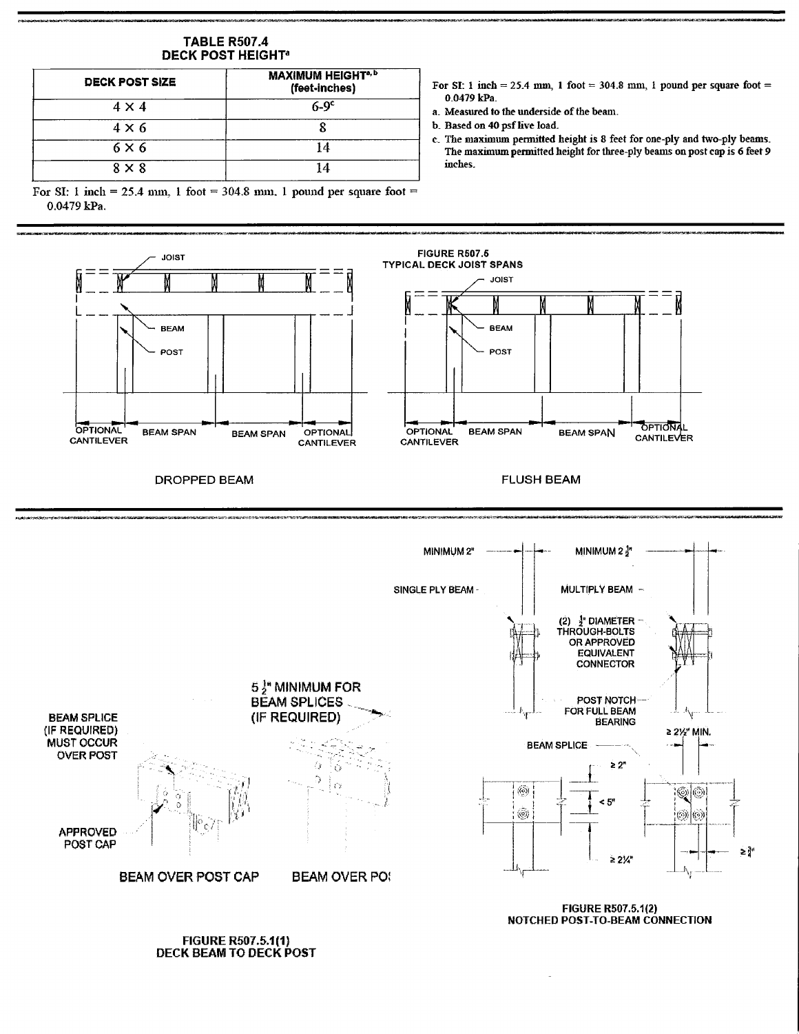**TABLE R507.4**
**DECK POST HEIGHT[a]**

| DECK POST SIZE | MAXIMUM HEIGHT[a, b] (feet-inches) |
| --- | --- |
| 4 × 4 | 6-9[c] |
| 4 × 6 | 8 |
| 6 × 6 | 14 |
| 8 × 8 | 14 |

For SI: 1 inch = 25.4 mm, 1 foot = 304.8 mm, 1 pound per square foot = 0.0479 kPa.

For SI: 1 inch = 25.4 mm, 1 foot = 304.8 mm, 1 pound per square foot = 0.0479 kPa.

a. Measured to the underside of the beam.

b. Based on 40 psf live load.

c. The maximum permitted height is 8 feet for one-ply and two-ply beams. The maximum permitted height for three-ply beams on post cap is 6 feet 9 inches.

JOIST

BEAM

POST

OPTIONAL CANTILEVER — BEAM SPAN — BEAM SPAN — OPTIONAL CANTILEVER

DROPPED BEAM

JOIST

BEAM

POST

OPTIONAL CANTILEVER — BEAM SPAN — BEAM SPAN — OPTIONAL CANTILEVER

FLUSH BEAM

**FIGURE R507.5**
**TYPICAL DECK JOIST SPANS**

BEAM SPLICE (IF REQUIRED) MUST OCCUR OVER POST

APPROVED POST CAP

$5\frac{1}{2}$" MINIMUM FOR BEAM SPLICES (IF REQUIRED)

BEAM OVER POST CAP

BEAM OVER PO

**FIGURE R507.5.1(1)**
**DECK BEAM TO DECK POST**

MINIMUM 2"

MINIMUM $2\frac{1}{2}$"

SINGLE PLY BEAM

MULTIPLY BEAM

(2) $\frac{1}{2}$" DIAMETER THROUGH-BOLTS OR APPROVED EQUIVALENT CONNECTOR

POST NOTCH FOR FULL BEAM BEARING

≥ 2½" MIN.

BEAM SPLICE

≥ 2"

< 5"

≥ 2¼"

≥ $\frac{3}{4}$"

**FIGURE R507.5.1(2)**
**NOTCHED POST-TO-BEAM CONNECTION**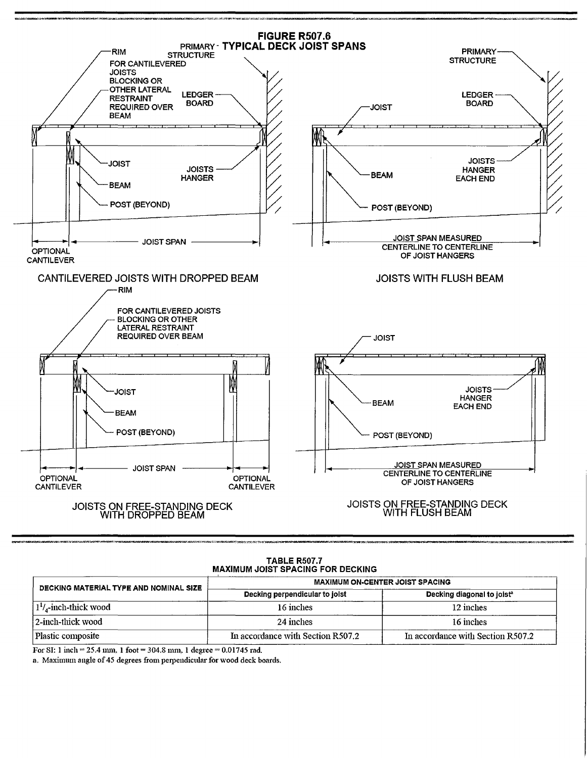**FIGURE R507.6**
**TYPICAL DECK JOIST SPANS**

CANTILEVERED JOISTS WITH DROPPED BEAM

JOISTS WITH FLUSH BEAM

JOISTS ON FREE-STANDING DECK WITH DROPPED BEAM

JOISTS ON FREE-STANDING DECK WITH FLUSH BEAM

**TABLE R507.7**
**MAXIMUM JOIST SPACING FOR DECKING**

| DECKING MATERIAL TYPE AND NOMINAL SIZE | MAXIMUM ON-CENTER JOIST SPACING | |
|---|---|---|
| | Decking perpendicular to joist | Decking diagonal to joist[a] |
| $1^1/_4$-inch-thick wood | 16 inches | 12 inches |
| 2-inch-thick wood | 24 inches | 16 inches |
| Plastic composite | In accordance with Section R507.2 | In accordance with Section R507.2 |

For SI: 1 inch = 25.4 mm, 1 foot = 304.8 mm, 1 degree = 0.01745 rad.

a. Maximum angle of 45 degrees from perpendicular for wood deck boards.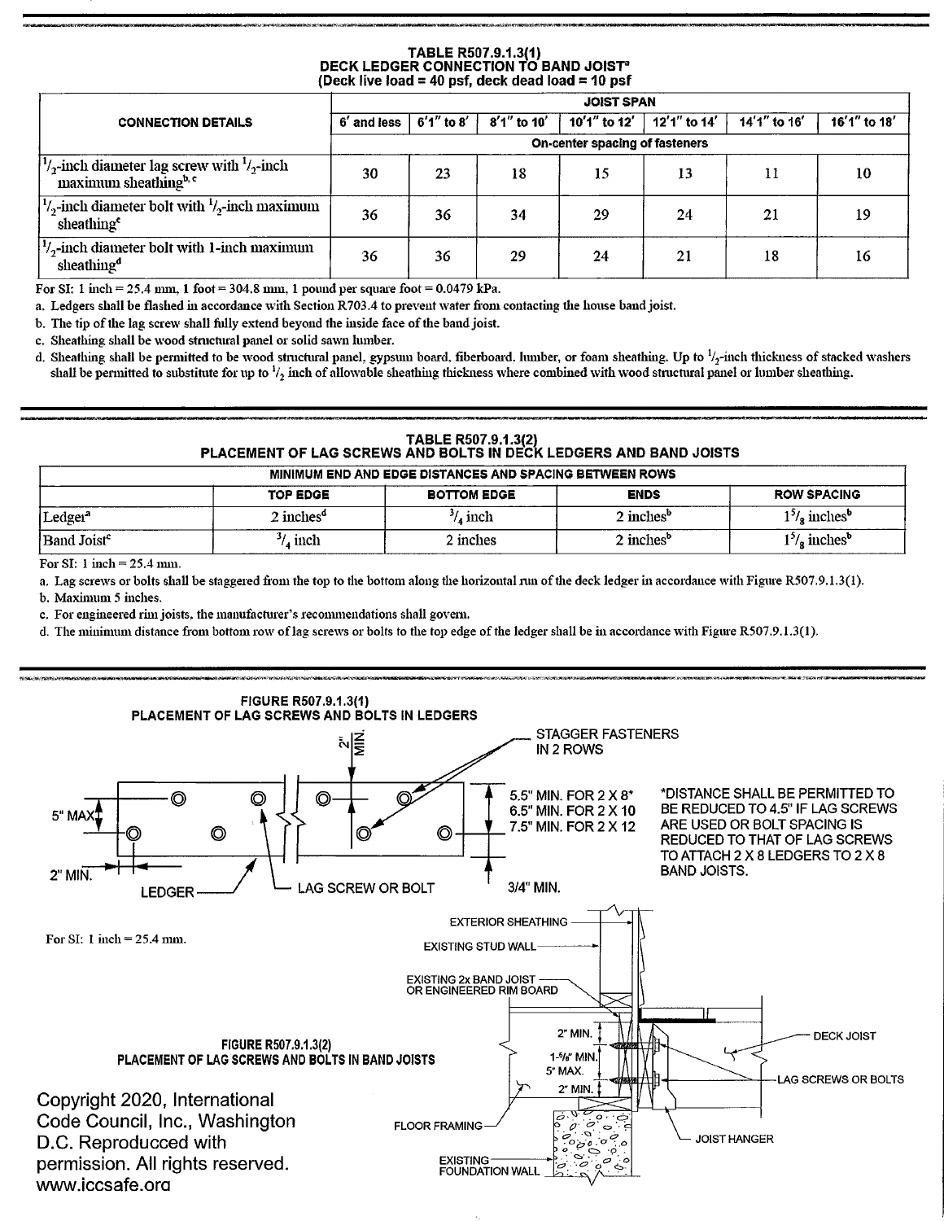### TABLE R507.9.1.3(1)
### DECK LEDGER CONNECTION TO BAND JOIST[a]
### (Deck live load = 40 psf, deck dead load = 10 psf

| CONNECTION DETAILS | JOIST SPAN | | | | | | |
|---|---|---|---|---|---|---|---|
| | 6' and less | 6'1" to 8' | 8'1" to 10' | 10'1" to 12' | 12'1" to 14' | 14'1" to 16' | 16'1" to 18' |
| | On-center spacing of fasteners | | | | | | |
| 1/2-inch diameter lag screw with 1/2-inch maximum sheathing[b, c] | 30 | 23 | 18 | 15 | 13 | 11 | 10 |
| 1/2-inch diameter bolt with 1/2-inch maximum sheathing[c] | 36 | 36 | 34 | 29 | 24 | 21 | 19 |
| 1/2-inch diameter bolt with 1-inch maximum sheathing[d] | 36 | 36 | 29 | 24 | 21 | 18 | 16 |

For SI: 1 inch = 25.4 mm, 1 foot = 304.8 mm, 1 pound per square foot = 0.0479 kPa.

a. Ledgers shall be flashed in accordance with Section R703.4 to prevent water from contacting the house band joist.

b. The tip of the lag screw shall fully extend beyond the inside face of the band joist.

c. Sheathing shall be wood structural panel or solid sawn lumber.

d. Sheathing shall be permitted to be wood structural panel, gypsum board, fiberboard, lumber, or foam sheathing. Up to 1/2-inch thickness of stacked washers shall be permitted to substitute for up to 1/2 inch of allowable sheathing thickness where combined with wood structural panel or lumber sheathing.

### TABLE R507.9.1.3(2)
### PLACEMENT OF LAG SCREWS AND BOLTS IN DECK LEDGERS AND BAND JOISTS

| MINIMUM END AND EDGE DISTANCES AND SPACING BETWEEN ROWS | | | | |
|---|---|---|---|---|
| | TOP EDGE | BOTTOM EDGE | ENDS | ROW SPACING |
| Ledger[a] | 2 inches[d] | 3/4 inch | 2 inches[b] | 1 5/8 inches[b] |
| Band Joist[c] | 3/4 inch | 2 inches | 2 inches[b] | 1 5/8 inches[b] |

For SI: 1 inch = 25.4 mm.

a. Lag screws or bolts shall be staggered from the top to the bottom along the horizontal run of the deck ledger in accordance with Figure R507.9.1.3(1).

b. Maximum 5 inches.

c. For engineered rim joists, the manufacturer's recommendations shall govern.

d. The minimum distance from bottom row of lag screws or bolts to the top edge of the ledger shall be in accordance with Figure R507.9.1.3(1).

### FIGURE R507.9.1.3(1)
### PLACEMENT OF LAG SCREWS AND BOLTS IN LEDGERS

2" MIN.

STAGGER FASTENERS IN 2 ROWS

5" MAX.

5.5" MIN. FOR 2 X 8*
6.5" MIN. FOR 2 X 10
7.5" MIN. FOR 2 X 12

*DISTANCE SHALL BE PERMITTED TO BE REDUCED TO 4.5" IF LAG SCREWS ARE USED OR BOLT SPACING IS REDUCED TO THAT OF LAG SCREWS TO ATTACH 2 X 8 LEDGERS TO 2 X 8 BAND JOISTS.

2" MIN.

LEDGER

LAG SCREW OR BOLT

3/4" MIN.

For SI: 1 inch = 25.4 mm.

### FIGURE R507.9.1.3(2)
### PLACEMENT OF LAG SCREWS AND BOLTS IN BAND JOISTS

EXTERIOR SHEATHING

EXISTING STUD WALL

EXISTING 2x BAND JOIST OR ENGINEERED RIM BOARD

2" MIN.

1-5/8" MIN.
5" MAX.

2" MIN.

DECK JOIST

LAG SCREWS OR BOLTS

FLOOR FRAMING

JOIST HANGER

EXISTING FOUNDATION WALL

Copyright 2020, International Code Council, Inc., Washington D.C. Reproducced with permission. All rights reserved. www.iccsafe.org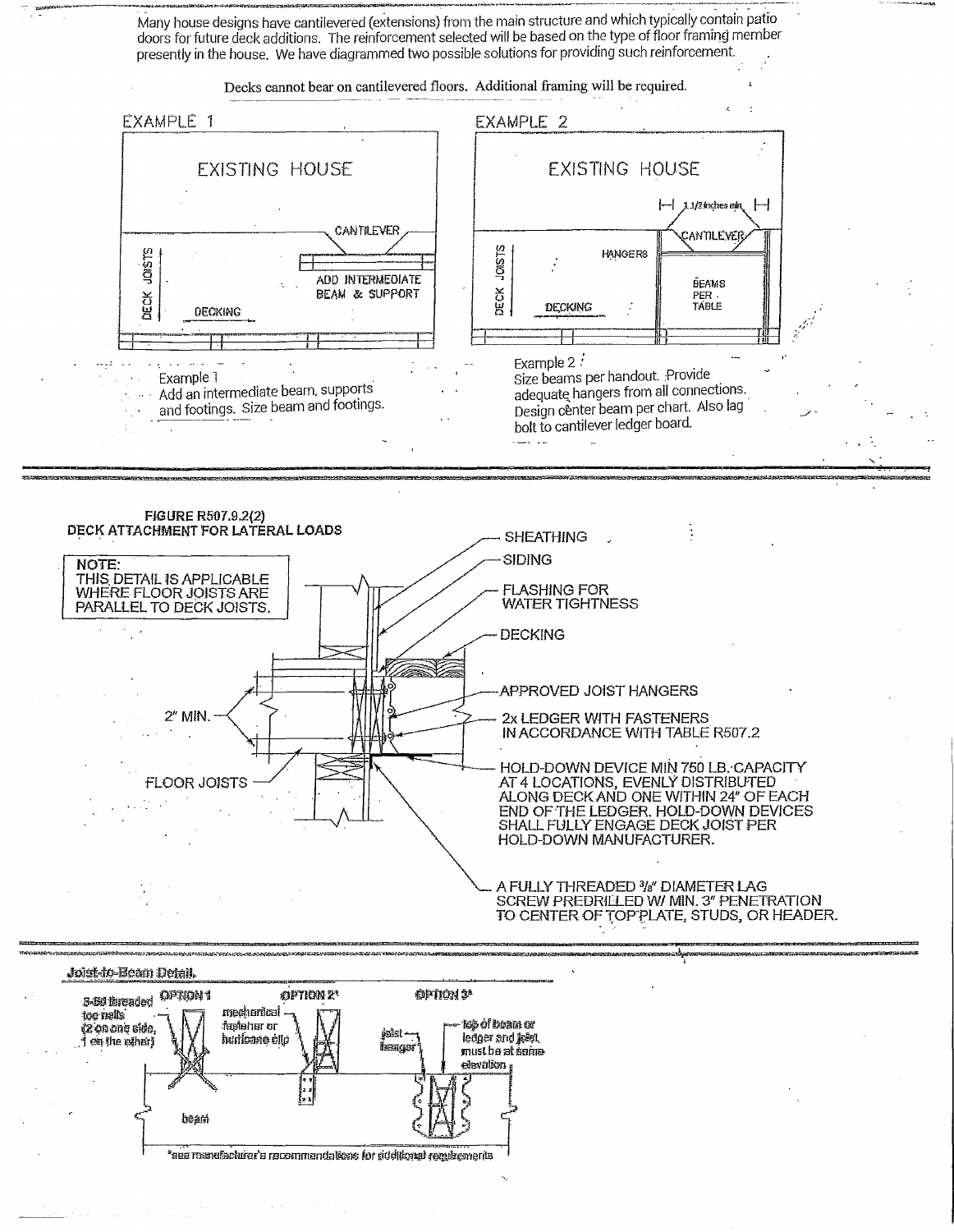Many house designs have cantilevered (extensions) from the main structure and which typically contain patio doors for future deck additions. The reinforcement selected will be based on the type of floor framing member presently in the house. We have diagrammed two possible solutions for providing such reinforcement.

Decks cannot bear on cantilevered floors. Additional framing will be required.

EXAMPLE 1

EXISTING HOUSE

CANTILEVER

DECK JOISTS

ADD INTERMEDIATE BEAM & SUPPORT

DECKING

Example 1
Add an intermediate beam, supports and footings. Size beam and footings.

EXAMPLE 2

EXISTING HOUSE

1 1/2 inches min

CANTILEVER

HANGERS

DECK JOISTS

BEAMS PER TABLE

DECKING

Example 2
Size beams per handout. Provide adequate hangers from all connections. Design center beam per chart. Also lag bolt to cantilever ledger board.

**FIGURE R507.9.2(2)**
**DECK ATTACHMENT FOR LATERAL LOADS**

NOTE:
THIS DETAIL IS APPLICABLE WHERE FLOOR JOISTS ARE PARALLEL TO DECK JOISTS.

- SHEATHING
- SIDING
- FLASHING FOR WATER TIGHTNESS
- DECKING
- APPROVED JOIST HANGERS
- 2x LEDGER WITH FASTENERS IN ACCORDANCE WITH TABLE R507.2
- HOLD-DOWN DEVICE MIN 750 LB. CAPACITY AT 4 LOCATIONS, EVENLY DISTRIBUTED ALONG DECK AND ONE WITHIN 24" OF EACH END OF THE LEDGER. HOLD-DOWN DEVICES SHALL FULLY ENGAGE DECK JOIST PER HOLD-DOWN MANUFACTURER.
- A FULLY THREADED 3/8" DIAMETER LAG SCREW PREDRILLED W/ MIN. 3" PENETRATION TO CENTER OF TOP PLATE, STUDS, OR HEADER.
- 2" MIN.
- FLOOR JOISTS

**Joist-to-Beam Detail.**

OPTION 1: 3-8d threaded toe nails (2 on one side, 1 on the other)

OPTION 2*: mechanical fastener or hurricane clip

OPTION 3*: joist hanger; top of beam or ledger and joist must be at same elevation

beam

*see manufacturer's recommendations for additional requirements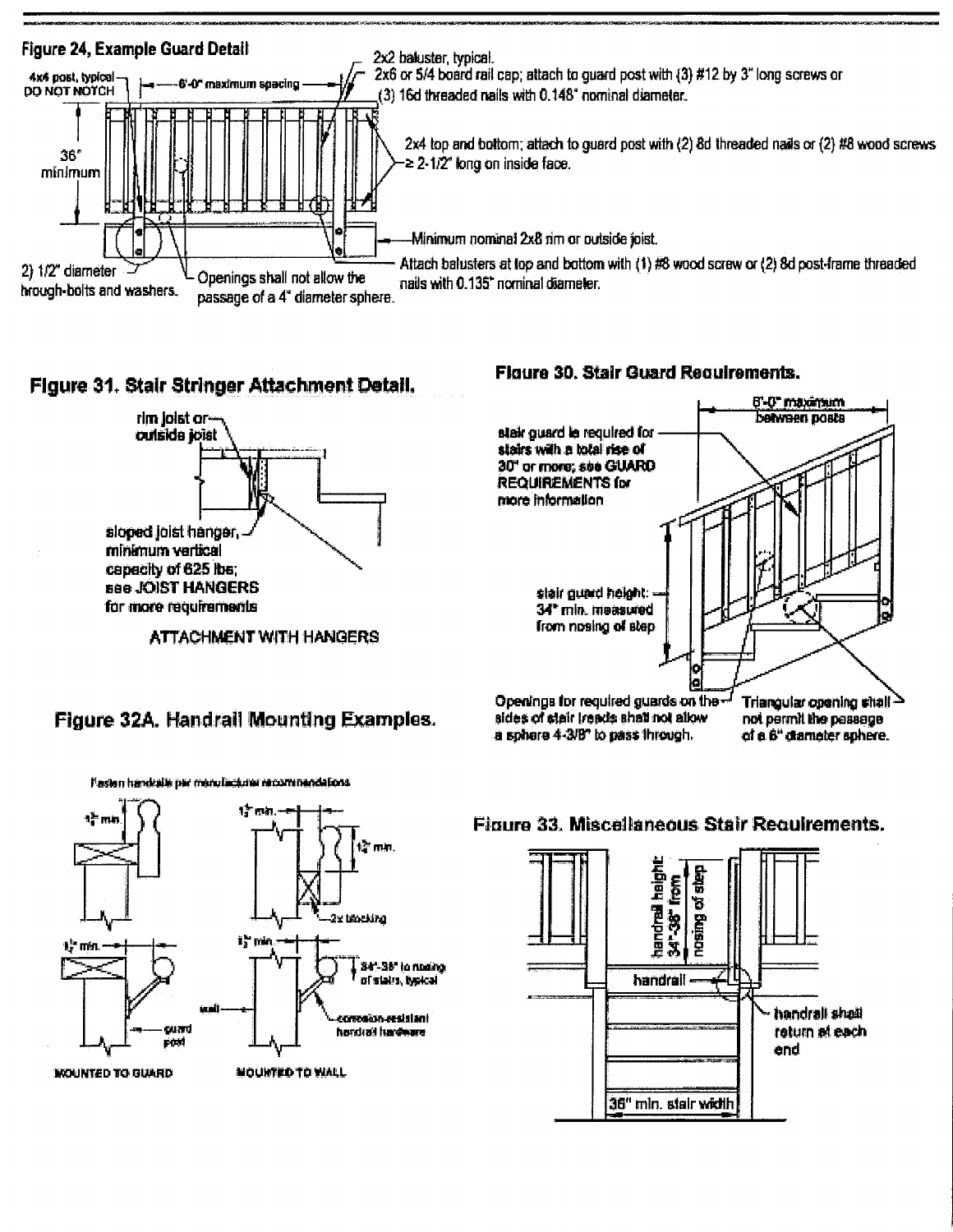**Figure 24, Example Guard Detail**

4x4 post, typical DO NOT NOTCH

6'-0" maximum spacing

36" minimum

2x2 baluster, typical.

2x6 or 5/4 board rail cap; attach to guard post with (3) #12 by 3" long screws or (3) 16d threaded nails with 0.148" nominal diameter.

2x4 top and bottom; attach to guard post with (2) 8d threaded nails or (2) #8 wood screws ≥ 2-1/2" long on inside face.

Minimum nominal 2x8 rim or outside joist.

(2) 1/2" diameter through-bolts and washers.

Openings shall not allow the passage of a 4" diameter sphere.

Attach balusters at top and bottom with (1) #8 wood screw or (2) 8d post-frame threaded nails with 0.135" nominal diameter.

## Figure 31. Stair Stringer Attachment Detail.

rim joist or outside joist

sloped joist hanger, minimum vertical capacity of 625 lbs; see JOIST HANGERS for more requirements

ATTACHMENT WITH HANGERS

## Figure 30. Stair Guard Requirements.

6'-0" maximum between posts

stair guard is required for stairs with a total rise of 30" or more; see GUARD REQUIREMENTS for more information

stair guard height: 34" min. measured from nosing of step

Openings for required guards on the sides of stair treads shall not allow a sphere 4-3/8" to pass through.

Triangular opening shall not permit the passage of a 6" diameter sphere.

## Figure 32A. Handrail Mounting Examples.

Fasten handrails per manufacturer recommendations

1½" min.

1½" min.

1½" min.

2x blocking

1½" min.

1½" min.

34"-38" to nosing of stairs, typical

wall

guard post

corrosion-resistant handrail hardware

MOUNTED TO GUARD

MOUNTED TO WALL

## Figure 33. Miscellaneous Stair Requirements.

handrail height 34"-38" from nosing of step

handrail

handrail shall return at each end

36" min. stair width